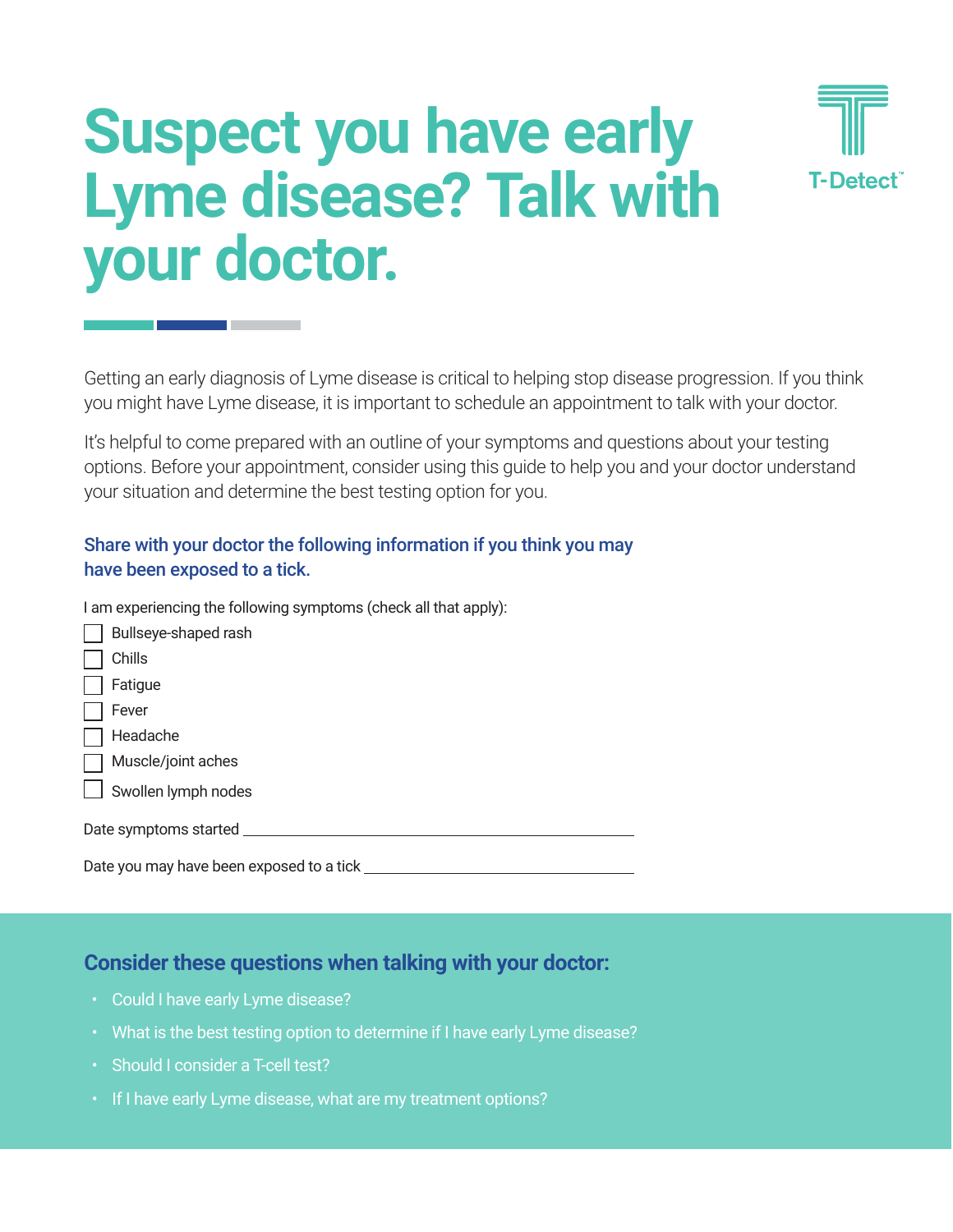# Suspect you have early Lyme disease? Talk with your doctor.

T-Detect™

Getting an early diagnosis of Lyme disease is critical to helping stop disease progression. If you think you might have Lyme disease, it is important to schedule an appointment to talk with your doctor.

It's helpful to come prepared with an outline of your symptoms and questions about your testing options. Before your appointment, consider using this guide to help you and your doctor understand your situation and determine the best testing option for you.

### Share with your doctor the following information if you think you may have been exposed to a tick.

I am experiencing the following symptoms (check all that apply):

- [ ] Bullseye-shaped rash
- [ ] Chills
- [ ] Fatigue
- [ ] Fever
- [ ] Headache
- [ ] Muscle/joint aches
- [ ] Swollen lymph nodes

Date symptoms started ______________________________

Date you may have been exposed to a tick ______________________________

## Consider these questions when talking with your doctor:

- Could I have early Lyme disease?
- What is the best testing option to determine if I have early Lyme disease?
- Should I consider a T-cell test?
- If I have early Lyme disease, what are my treatment options?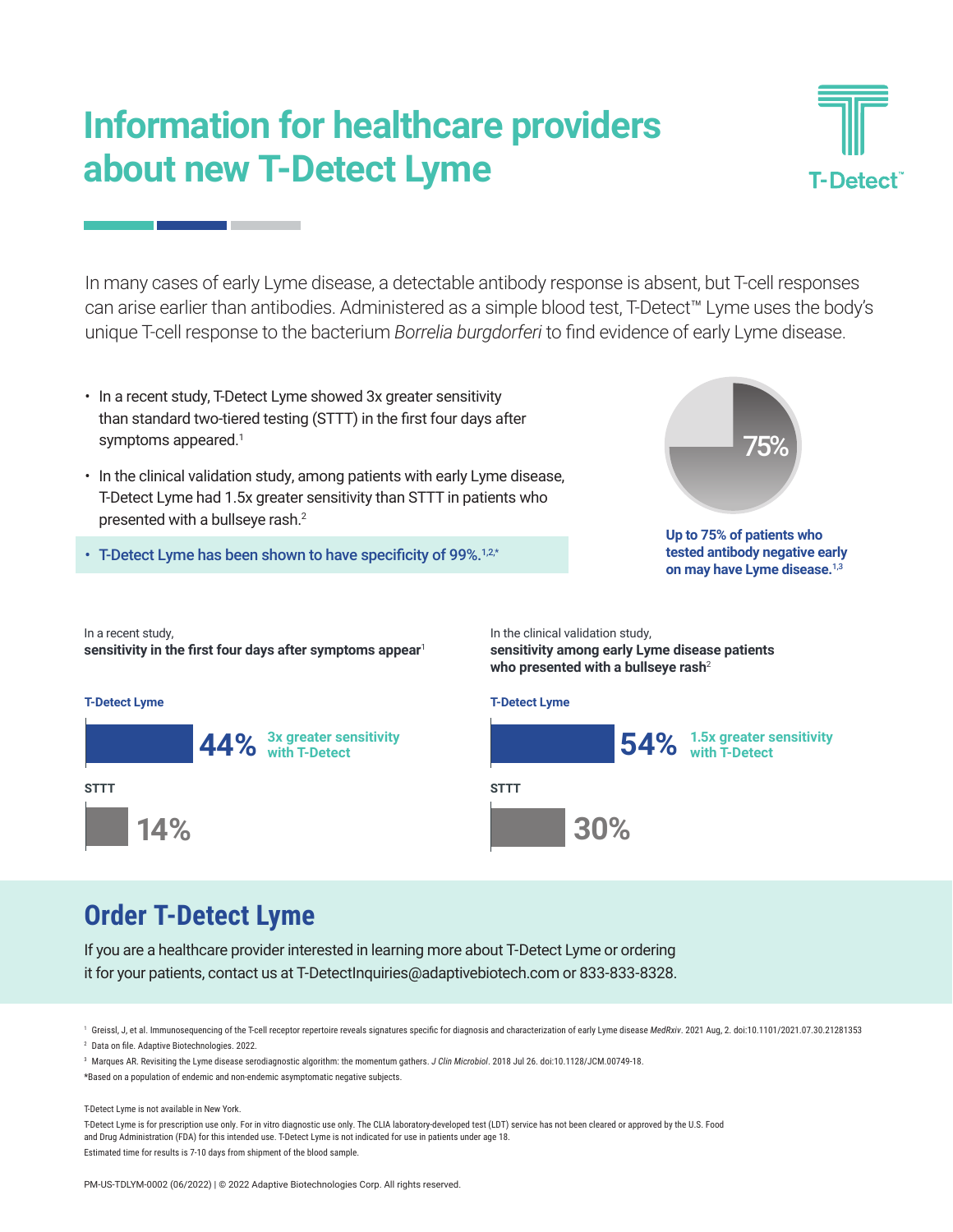# Information for healthcare providers about new T-Detect Lyme

T-Detect™

In many cases of early Lyme disease, a detectable antibody response is absent, but T-cell responses can arise earlier than antibodies. Administered as a simple blood test, T-Detect™ Lyme uses the body's unique T-cell response to the bacterium *Borrelia burgdorferi* to find evidence of early Lyme disease.

- In a recent study, T-Detect Lyme showed 3x greater sensitivity than standard two-tiered testing (STTT) in the first four days after symptoms appeared.[1]
- In the clinical validation study, among patients with early Lyme disease, T-Detect Lyme had 1.5x greater sensitivity than STTT in patients who presented with a bullseye rash.[2]
- **T-Detect Lyme has been shown to have specificity of 99%.[1,2,*]**

75%

**Up to 75% of patients who tested antibody negative early on may have Lyme disease.[1,3]**

In a recent study,
**sensitivity in the first four days after symptoms appear**[1]

T-Detect Lyme
44%
3x greater sensitivity with T-Detect

STTT
14%

In the clinical validation study,
**sensitivity among early Lyme disease patients who presented with a bullseye rash**[2]

T-Detect Lyme
54%
1.5x greater sensitivity with T-Detect

STTT
30%

## Order T-Detect Lyme

If you are a healthcare provider interested in learning more about T-Detect Lyme or ordering it for your patients, contact us at T-DetectInquiries@adaptivebiotech.com or 833-833-8328.

[1] Greissl, J, et al. Immunosequencing of the T-cell receptor repertoire reveals signatures specific for diagnosis and characterization of early Lyme disease *MedRxiv*. 2021 Aug, 2. doi:10.1101/2021.07.30.21281353

[2] Data on file. Adaptive Biotechnologies. 2022.

[3] Marques AR. Revisiting the Lyme disease serodiagnostic algorithm: the momentum gathers. *J Clin Microbiol*. 2018 Jul 26. doi:10.1128/JCM.00749-18.

*Based on a population of endemic and non-endemic asymptomatic negative subjects.

T-Detect Lyme is not available in New York.

T-Detect Lyme is for prescription use only. For in vitro diagnostic use only. The CLIA laboratory-developed test (LDT) service has not been cleared or approved by the U.S. Food and Drug Administration (FDA) for this intended use. T-Detect Lyme is not indicated for use in patients under age 18.

Estimated time for results is 7-10 days from shipment of the blood sample.

PM-US-TDLYM-0002 (06/2022) | © 2022 Adaptive Biotechnologies Corp. All rights reserved.